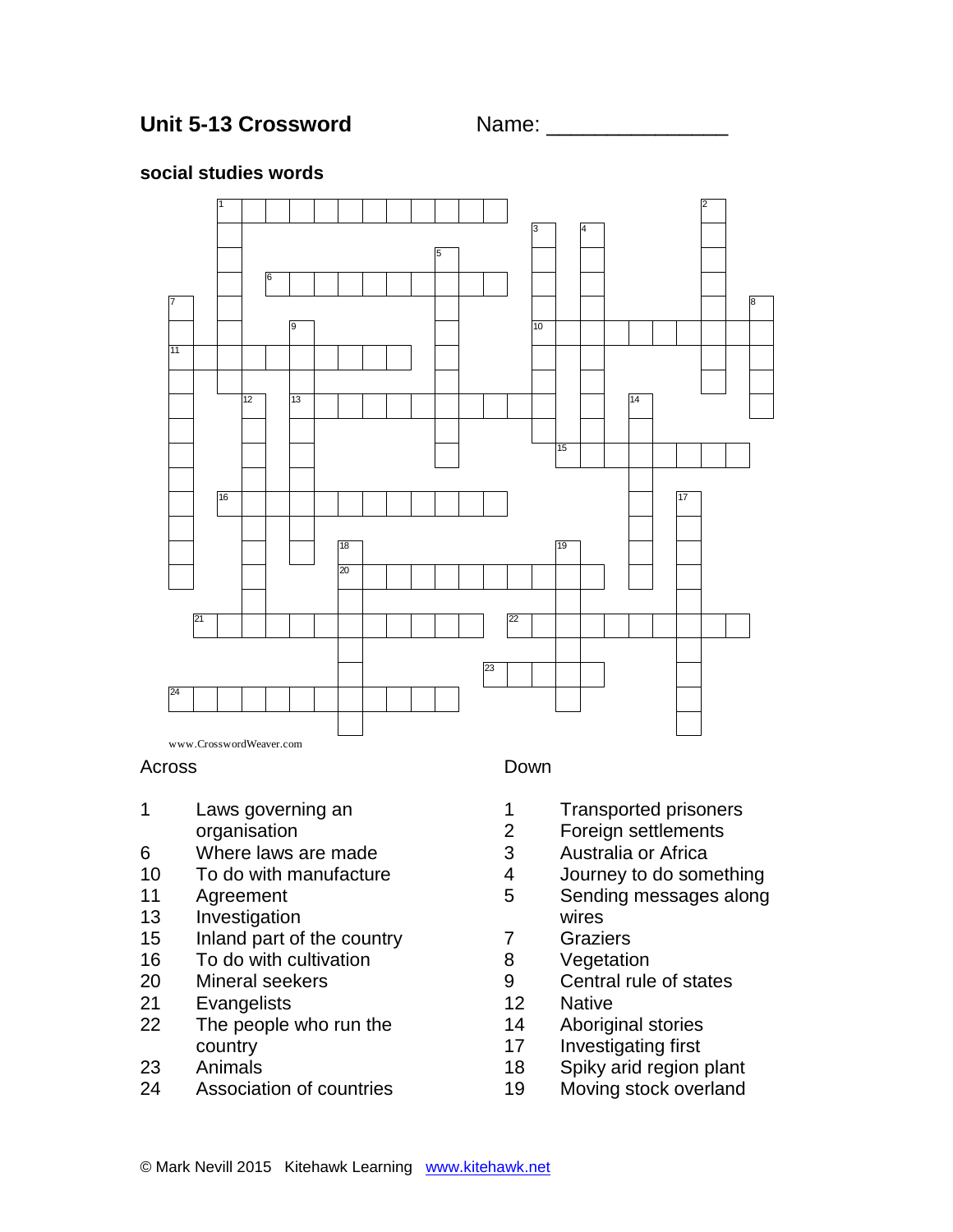# Unit 5-13 Crossword

Name: _______________

**social studies words**

www.CrosswordWeaver.com

## Across

1. Laws governing an organisation
6. Where laws are made
10. To do with manufacture
11. Agreement
13. Investigation
15. Inland part of the country
16. To do with cultivation
20. Mineral seekers
21. Evangelists
22. The people who run the country
23. Animals
24. Association of countries

## Down

1. Transported prisoners
2. Foreign settlements
3. Australia or Africa
4. Journey to do something
5. Sending messages along wires
7. Graziers
8. Vegetation
9. Central rule of states
12. Native
14. Aboriginal stories
17. Investigating first
18. Spiky arid region plant
19. Moving stock overland

© Mark Nevill 2015 Kitehawk Learning www.kitehawk.net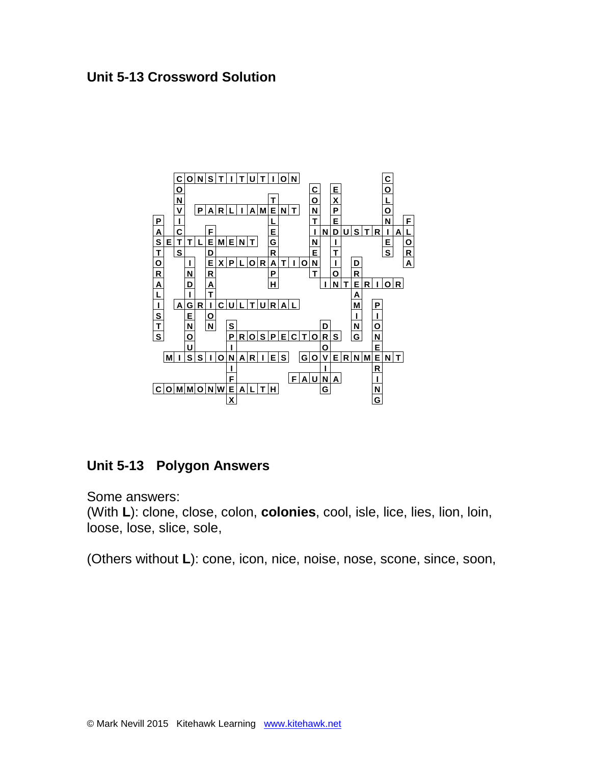## Unit 5-13 Crossword Solution

```
..CONSTITUTION........C..
..O............C.E....O..
..N........T...O.X....L..
..V.PARLIAMENT.N.P....O..
P.I........L...T.E....N.F
A.C..F.....E...INDUSTRIAL
SETTLEMENT.G...N.I....E.O
T.S..D.....R...E.T....S.R
O..I.EXPLORATION.I.D....A
R..N.R.....P...T.O.R.....
A..D.A.....H....INTERIOR.
L..I.T.............A.....
I.AGRICULTURAL.....M.P...
S..E.O.............I.I...
T..N.N.S........D..N.O...
S..O...PROSPECTORS.G.N...
...U...I........O....E...
.MISSIONARIES.GOVERNMENT.
.......I........I....R...
.......F.....FAUNA...I...
COMMONWEALTH....G....N...
.......X.............G...
```

## Unit 5-13 Polygon Answers

Some answers:
(With **L**): clone, close, colon, **colonies**, cool, isle, lice, lies, lion, loin, loose, lose, slice, sole,

(Others without **L**): cone, icon, nice, noise, nose, scone, since, soon,

© Mark Nevill 2015 Kitehawk Learning www.kitehawk.net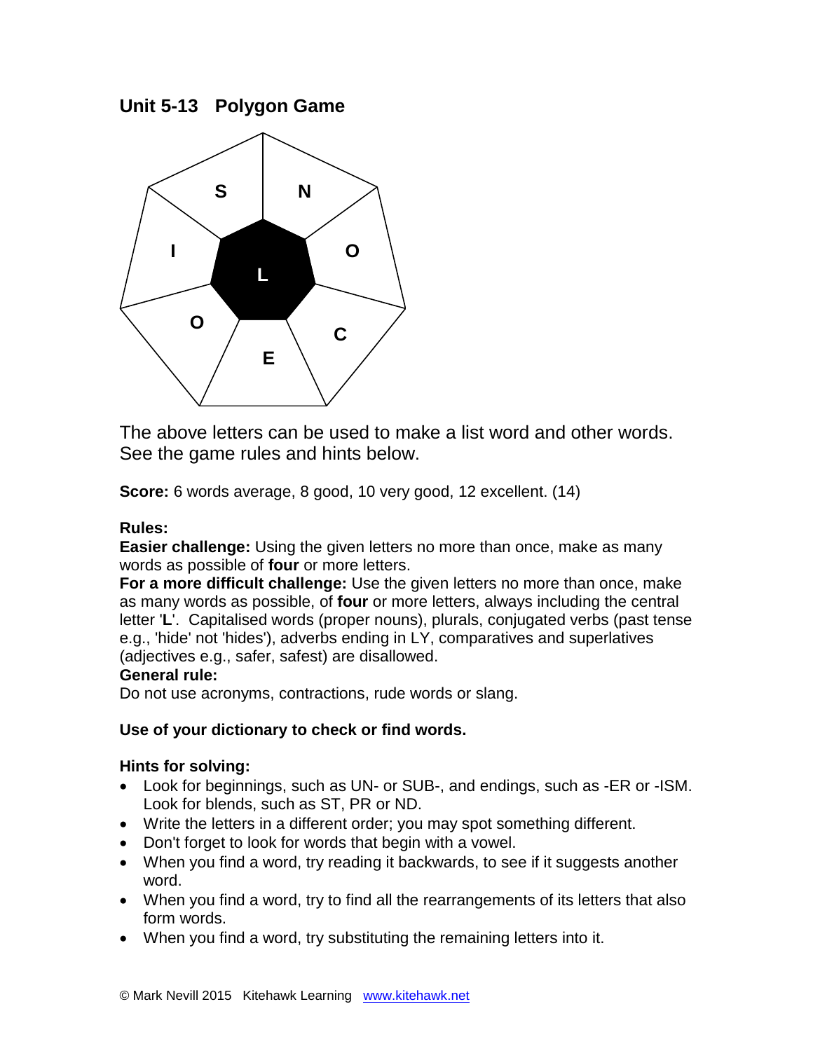## Unit 5-13 Polygon Game

S
N
I
O
L
O
C
E

The above letters can be used to make a list word and other words. See the game rules and hints below.

**Score:** 6 words average, 8 good, 10 very good, 12 excellent. (14)

**Rules:**

**Easier challenge:** Using the given letters no more than once, make as many words as possible of **four** or more letters.

**For a more difficult challenge:** Use the given letters no more than once, make as many words as possible, of **four** or more letters, always including the central letter '**L**'. Capitalised words (proper nouns), plurals, conjugated verbs (past tense e.g., 'hide' not 'hides'), adverbs ending in LY, comparatives and superlatives (adjectives e.g., safer, safest) are disallowed.

**General rule:**

Do not use acronyms, contractions, rude words or slang.

**Use of your dictionary to check or find words.**

**Hints for solving:**

- Look for beginnings, such as UN- or SUB-, and endings, such as -ER or -ISM. Look for blends, such as ST, PR or ND.
- Write the letters in a different order; you may spot something different.
- Don't forget to look for words that begin with a vowel.
- When you find a word, try reading it backwards, to see if it suggests another word.
- When you find a word, try to find all the rearrangements of its letters that also form words.
- When you find a word, try substituting the remaining letters into it.

© Mark Nevill 2015 Kitehawk Learning www.kitehawk.net